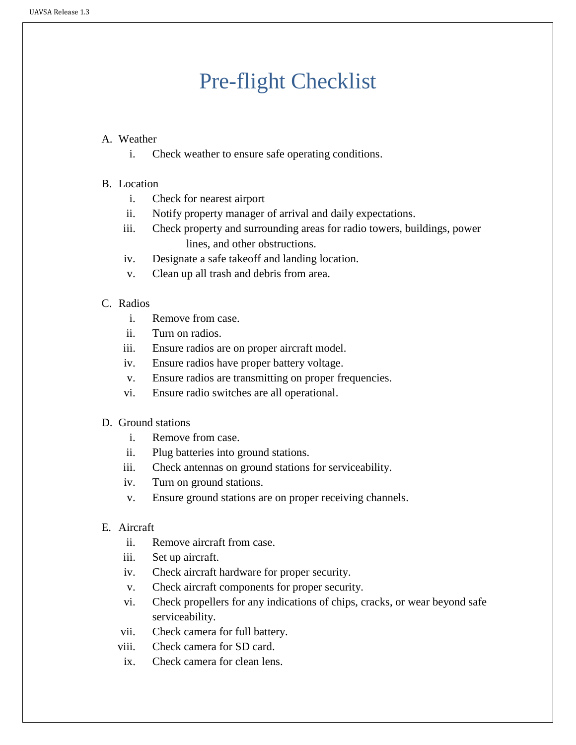# Pre-flight Checklist

A. Weather
   i. Check weather to ensure safe operating conditions.

B. Location
   i. Check for nearest airport
   ii. Notify property manager of arrival and daily expectations.
   iii. Check property and surrounding areas for radio towers, buildings, power lines, and other obstructions.
   iv. Designate a safe takeoff and landing location.
   v. Clean up all trash and debris from area.

C. Radios
   i. Remove from case.
   ii. Turn on radios.
   iii. Ensure radios are on proper aircraft model.
   iv. Ensure radios have proper battery voltage.
   v. Ensure radios are transmitting on proper frequencies.
   vi. Ensure radio switches are all operational.

D. Ground stations
   i. Remove from case.
   ii. Plug batteries into ground stations.
   iii. Check antennas on ground stations for serviceability.
   iv. Turn on ground stations.
   v. Ensure ground stations are on proper receiving channels.

E. Aircraft
   ii. Remove aircraft from case.
   iii. Set up aircraft.
   iv. Check aircraft hardware for proper security.
   v. Check aircraft components for proper security.
   vi. Check propellers for any indications of chips, cracks, or wear beyond safe serviceability.
   vii. Check camera for full battery.
   viii. Check camera for SD card.
   ix. Check camera for clean lens.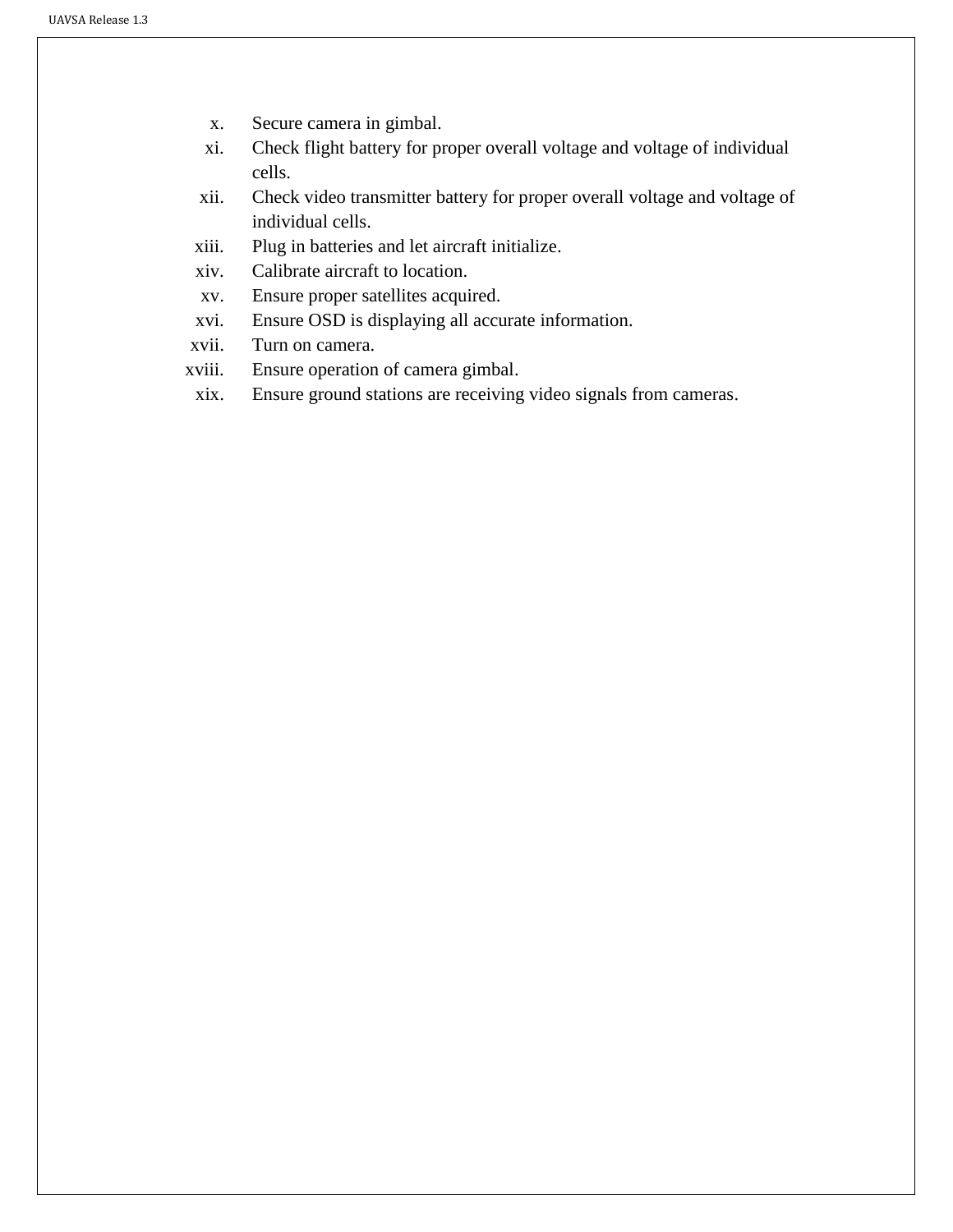x. Secure camera in gimbal.
xi. Check flight battery for proper overall voltage and voltage of individual cells.
xii. Check video transmitter battery for proper overall voltage and voltage of individual cells.
xiii. Plug in batteries and let aircraft initialize.
xiv. Calibrate aircraft to location.
xv. Ensure proper satellites acquired.
xvi. Ensure OSD is displaying all accurate information.
xvii. Turn on camera.
xviii. Ensure operation of camera gimbal.
xix. Ensure ground stations are receiving video signals from cameras.